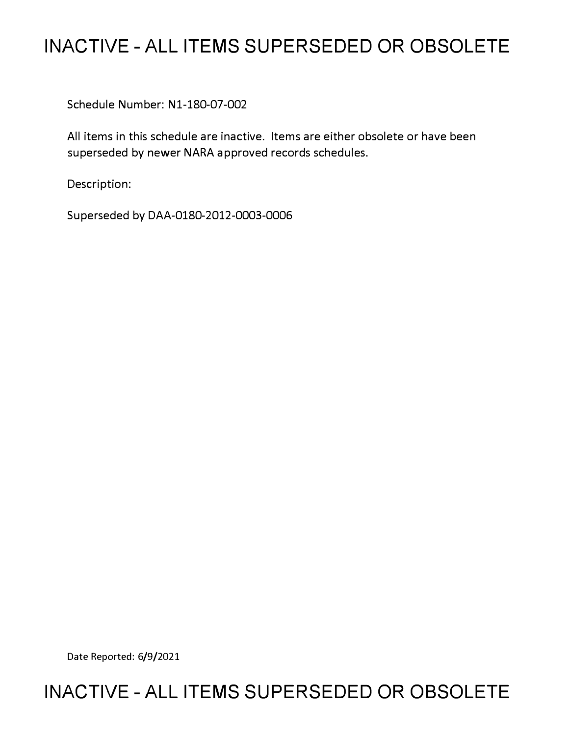# INACTIVE - ALL ITEMS SUPERSEDED OR OBSOLETE

Schedule Number: N1-180-07-002

All items in this schedule are inactive. Items are either obsolete or have been superseded by newer NARA approved records schedules.

Description:

Superseded by DAA-0180-2012-0003-0006

Date Reported: 6/9/2021

# INACTIVE - ALL ITEMS SUPERSEDED OR OBSOLETE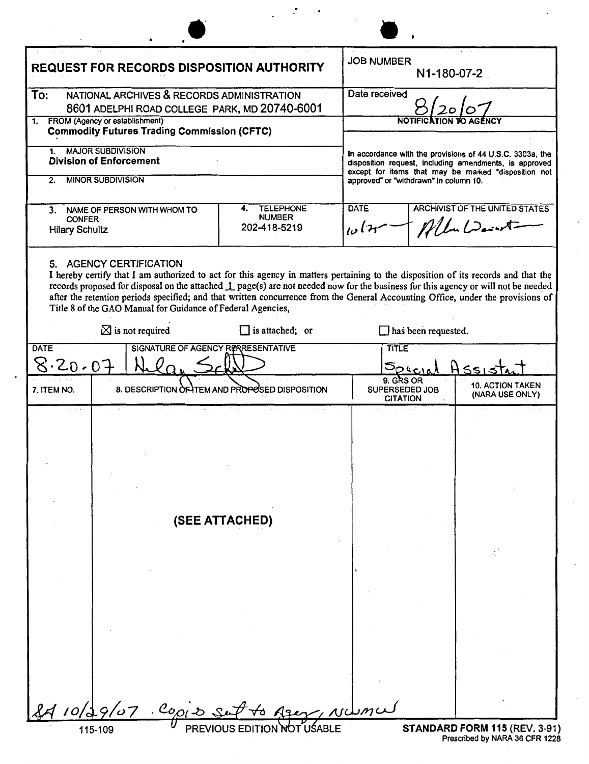# REQUEST FOR RECORDS DISPOSITION AUTHORITY

**JOB NUMBER** N1-180-07-2

**Date received** 8/20/07

**To:** NATIONAL ARCHIVES & RECORDS ADMINISTRATION
8601 ADELPHI ROAD COLLEGE PARK, MD 20740-6001

**1. FROM (Agency or establishment)**
**Commodity Futures Trading Commission (CFTC)**

**1. MAJOR SUBDIVISION**
**Division of Enforcement**

**2. MINOR SUBDIVISION**

**3. NAME OF PERSON WITH WHOM TO CONFER**
Hilary Schultz

**4. TELEPHONE NUMBER**
202-418-5219

**NOTIFICATION TO AGENCY**

In accordance with the provisions of 44 U.S.C. 3303a, the disposition request, including amendments, is approved except for items that may be marked "disposition not approved" or "withdrawn" in column 10.

| DATE | ARCHIVIST OF THE UNITED STATES |
|---|---|
| 10/25 | Allen Weinstein |

**5. AGENCY CERTIFICATION**

I hereby certify that I am authorized to act for this agency in matters pertaining to the disposition of its records and that the records proposed for disposal on the attached 1 page(s) are not needed now for the business for this agency or will not be needed after the retention periods specified; and that written concurrence from the General Accounting Office, under the provisions of Title 8 of the GAO Manual for Guidance of Federal Agencies,

☒ is not required ☐ is attached; or ☐ has been requested.

| DATE | SIGNATURE OF AGENCY REPRESENTATIVE | TITLE |
|---|---|---|
| 8.20.07 | Hilary Schultz | Special Assistant |

| 7. ITEM NO. | 8. DESCRIPTION OF ITEM AND PROPOSED DISPOSITION | 9. GRS OR SUPERSEDED JOB CITATION | 10. ACTION TAKEN (NARA USE ONLY) |
|---|---|---|---|
| | (SEE ATTACHED) | | |

SA 10/29/07 Copies sent to Agency, NWMW

115-109 PREVIOUS EDITION NOT USABLE

**STANDARD FORM 115** (REV. 3-91)
Prescribed by NARA 36 CFR 1228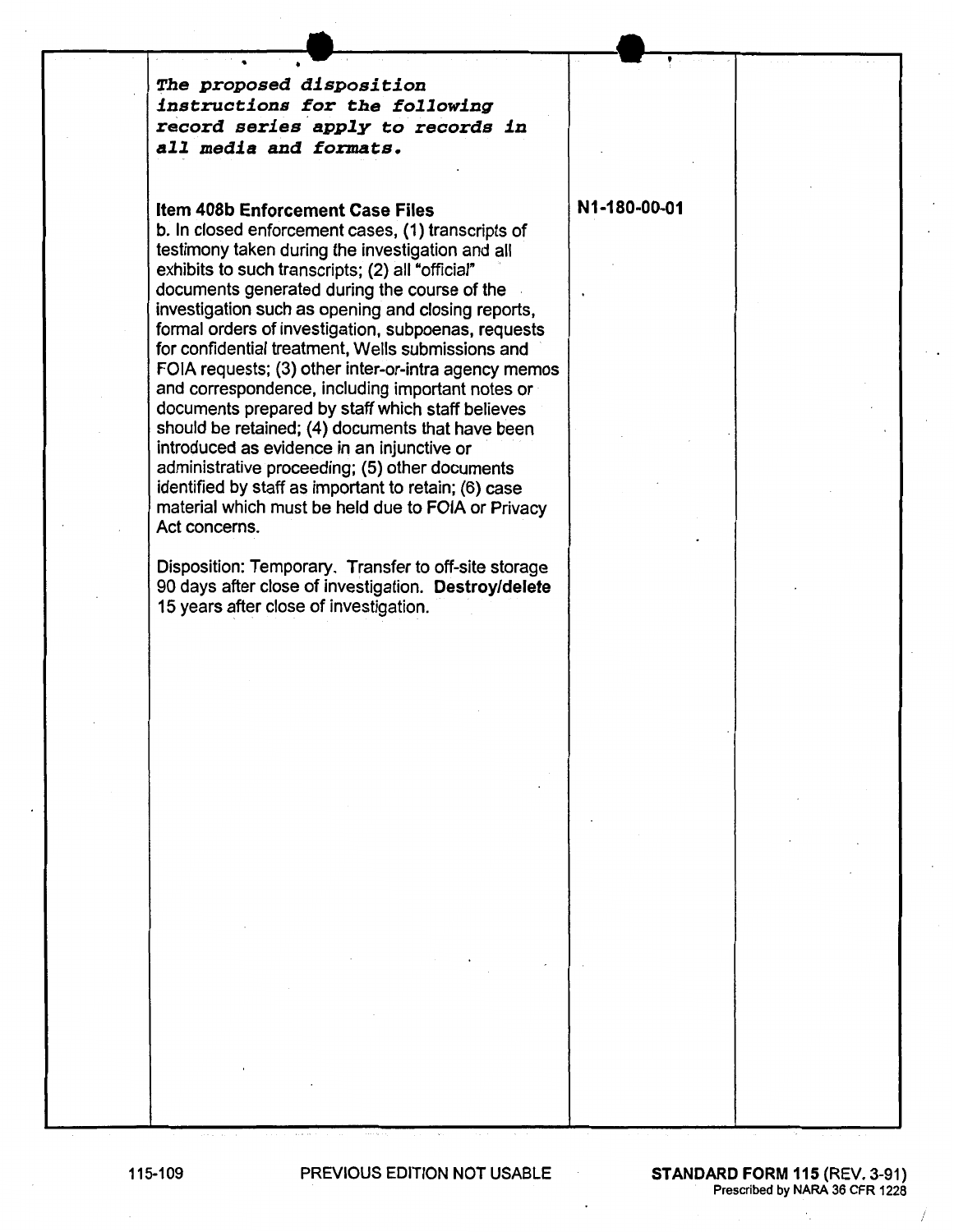| | | | |
|---|---|---|---|
| | ***The proposed disposition instructions for the following record series apply to records in all media and formats.***<br><br>**Item 408b Enforcement Case Files**<br>b. In closed enforcement cases, (1) transcripts of testimony taken during the investigation and all exhibits to such transcripts; (2) all "official" documents generated during the course of the investigation such as opening and closing reports, formal orders of investigation, subpoenas, requests for confidential treatment, Wells submissions and FOIA requests; (3) other inter-or-intra agency memos and correspondence, including important notes or documents prepared by staff which staff believes should be retained; (4) documents that have been introduced as evidence in an injunctive or administrative proceeding; (5) other documents identified by staff as important to retain; (6) case material which must be held due to FOIA or Privacy Act concerns.<br><br>Disposition: Temporary. Transfer to off-site storage 90 days after close of investigation. **Destroy/delete** 15 years after close of investigation. | **N1-180-00-01** | |

115-109 PREVIOUS EDITION NOT USABLE **STANDARD FORM 115** (REV. 3-91) Prescribed by NARA 36 CFR 1228